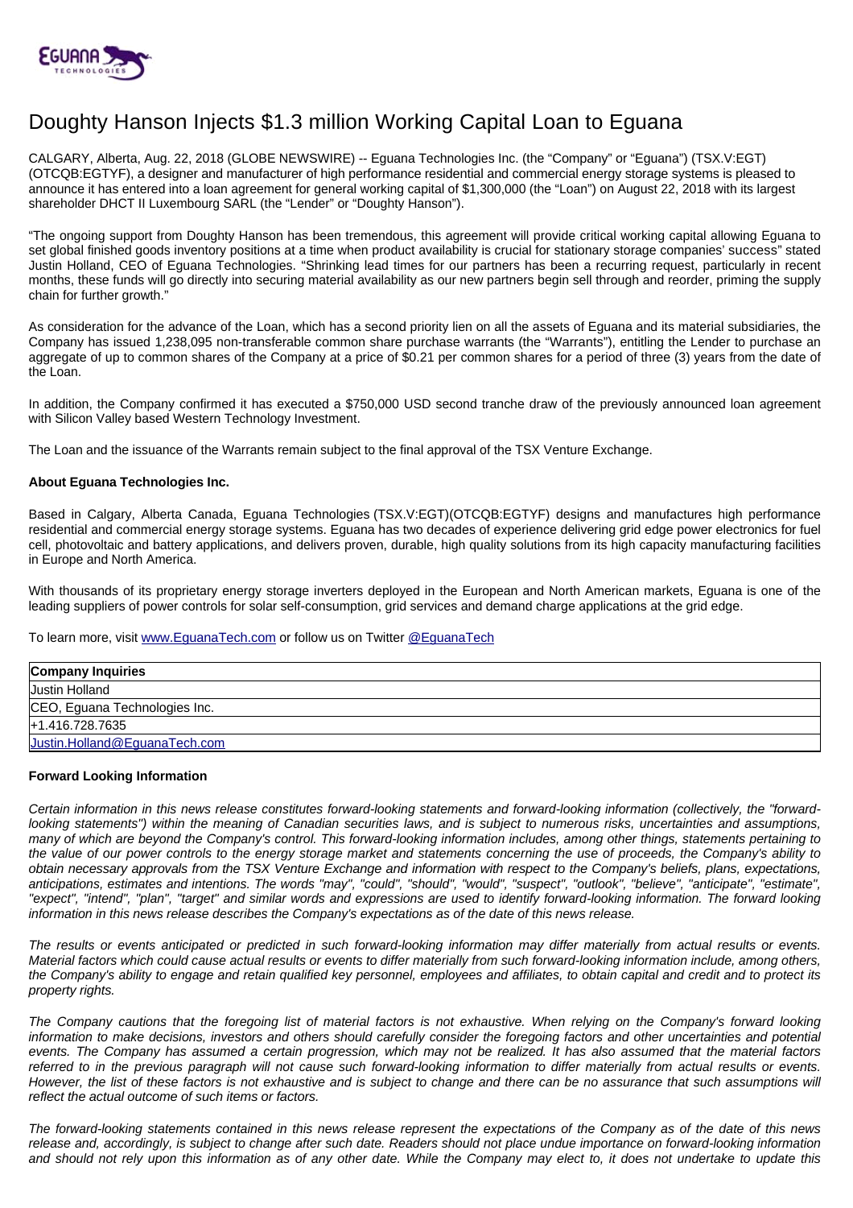# Doughty Hanson Injects $1.3 million Working Capital Loan to Eguana

CALGARY, Alberta, Aug. 22, 2018 (GLOBE NEWSWIRE) -- Eguana Technologies Inc. (the “Company” or “Eguana”) (TSX.V:EGT) (OTCQB:EGTYF), a designer and manufacturer of high performance residential and commercial energy storage systems is pleased to announce it has entered into a loan agreement for general working capital of $1,300,000 (the “Loan”) on August 22, 2018 with its largest shareholder DHCT II Luxembourg SARL (the “Lender” or “Doughty Hanson”).

“The ongoing support from Doughty Hanson has been tremendous, this agreement will provide critical working capital allowing Eguana to set global finished goods inventory positions at a time when product availability is crucial for stationary storage companies’ success” stated Justin Holland, CEO of Eguana Technologies. “Shrinking lead times for our partners has been a recurring request, particularly in recent months, these funds will go directly into securing material availability as our new partners begin sell through and reorder, priming the supply chain for further growth.”

As consideration for the advance of the Loan, which has a second priority lien on all the assets of Eguana and its material subsidiaries, the Company has issued 1,238,095 non-transferable common share purchase warrants (the “Warrants”), entitling the Lender to purchase an aggregate of up to common shares of the Company at a price of $0.21 per common shares for a period of three (3) years from the date of the Loan.

In addition, the Company confirmed it has executed a $750,000 USD second tranche draw of the previously announced loan agreement with Silicon Valley based Western Technology Investment.

The Loan and the issuance of the Warrants remain subject to the final approval of the TSX Venture Exchange.

**About Eguana Technologies Inc.**

Based in Calgary, Alberta Canada, Eguana Technologies (TSX.V:EGT)(OTCQB:EGTYF) designs and manufactures high performance residential and commercial energy storage systems. Eguana has two decades of experience delivering grid edge power electronics for fuel cell, photovoltaic and battery applications, and delivers proven, durable, high quality solutions from its high capacity manufacturing facilities in Europe and North America.

With thousands of its proprietary energy storage inverters deployed in the European and North American markets, Eguana is one of the leading suppliers of power controls for solar self-consumption, grid services and demand charge applications at the grid edge.

To learn more, visit www.EguanaTech.com or follow us on Twitter @EguanaTech

| **Company Inquiries** |
|---|
| Justin Holland |
| CEO, Eguana Technologies Inc. |
| +1.416.728.7635 |
| Justin.Holland@EguanaTech.com |

**Forward Looking Information**

*Certain information in this news release constitutes forward-looking statements and forward-looking information (collectively, the "forward-looking statements") within the meaning of Canadian securities laws, and is subject to numerous risks, uncertainties and assumptions, many of which are beyond the Company's control. This forward-looking information includes, among other things, statements pertaining to the value of our power controls to the energy storage market and statements concerning the use of proceeds, the Company's ability to obtain necessary approvals from the TSX Venture Exchange and information with respect to the Company's beliefs, plans, expectations, anticipations, estimates and intentions. The words "may", "could", "should", "would", "suspect", "outlook", "believe", "anticipate", "estimate", "expect", "intend", "plan", "target" and similar words and expressions are used to identify forward-looking information. The forward looking information in this news release describes the Company's expectations as of the date of this news release.*

*The results or events anticipated or predicted in such forward-looking information may differ materially from actual results or events. Material factors which could cause actual results or events to differ materially from such forward-looking information include, among others, the Company's ability to engage and retain qualified key personnel, employees and affiliates, to obtain capital and credit and to protect its property rights.*

*The Company cautions that the foregoing list of material factors is not exhaustive. When relying on the Company's forward looking information to make decisions, investors and others should carefully consider the foregoing factors and other uncertainties and potential events. The Company has assumed a certain progression, which may not be realized. It has also assumed that the material factors referred to in the previous paragraph will not cause such forward-looking information to differ materially from actual results or events. However, the list of these factors is not exhaustive and is subject to change and there can be no assurance that such assumptions will reflect the actual outcome of such items or factors.*

*The forward-looking statements contained in this news release represent the expectations of the Company as of the date of this news release and, accordingly, is subject to change after such date. Readers should not place undue importance on forward-looking information and should not rely upon this information as of any other date. While the Company may elect to, it does not undertake to update this*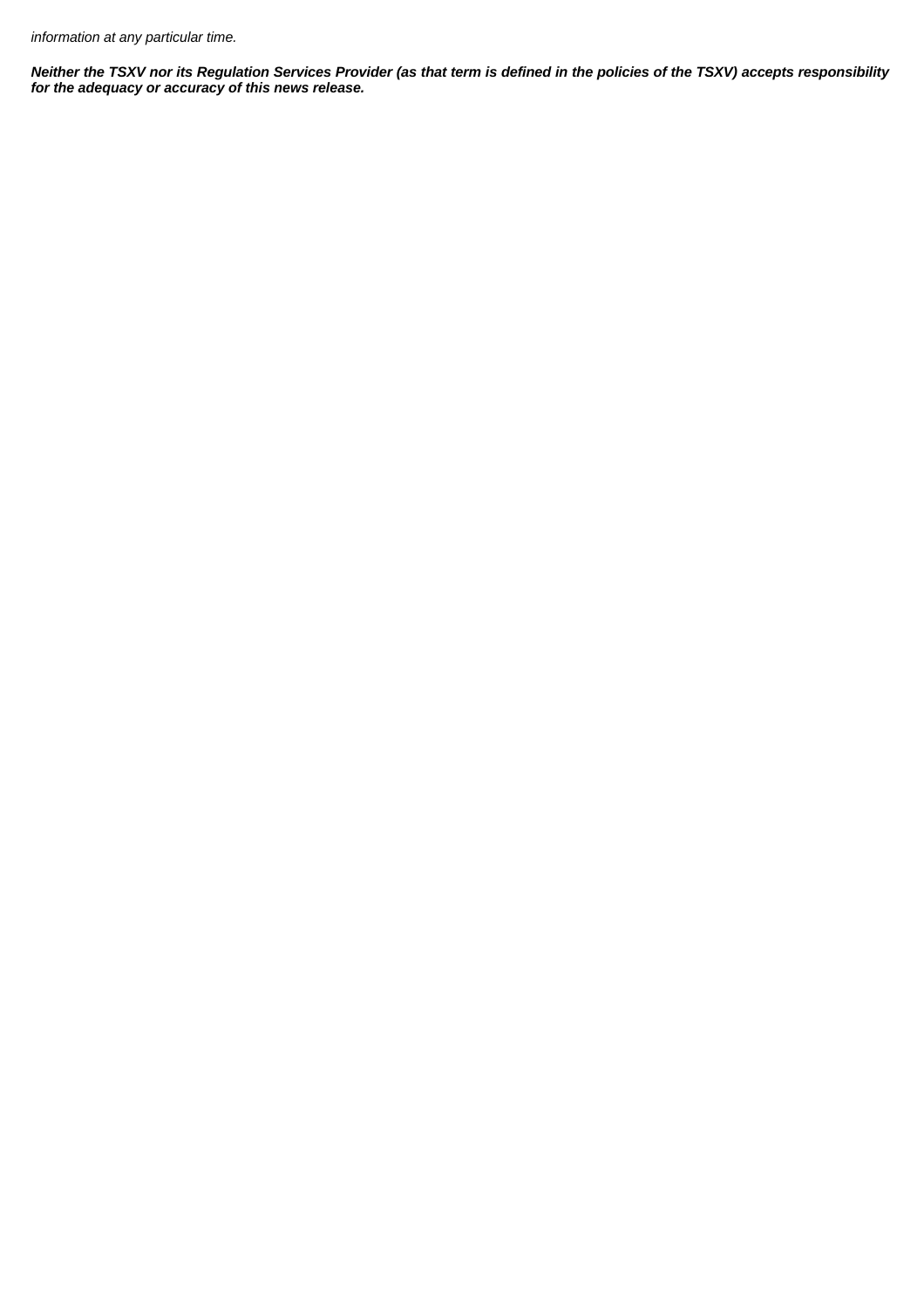*information at any particular time.*

***Neither the TSXV nor its Regulation Services Provider (as that term is defined in the policies of the TSXV) accepts responsibility for the adequacy or accuracy of this news release.***